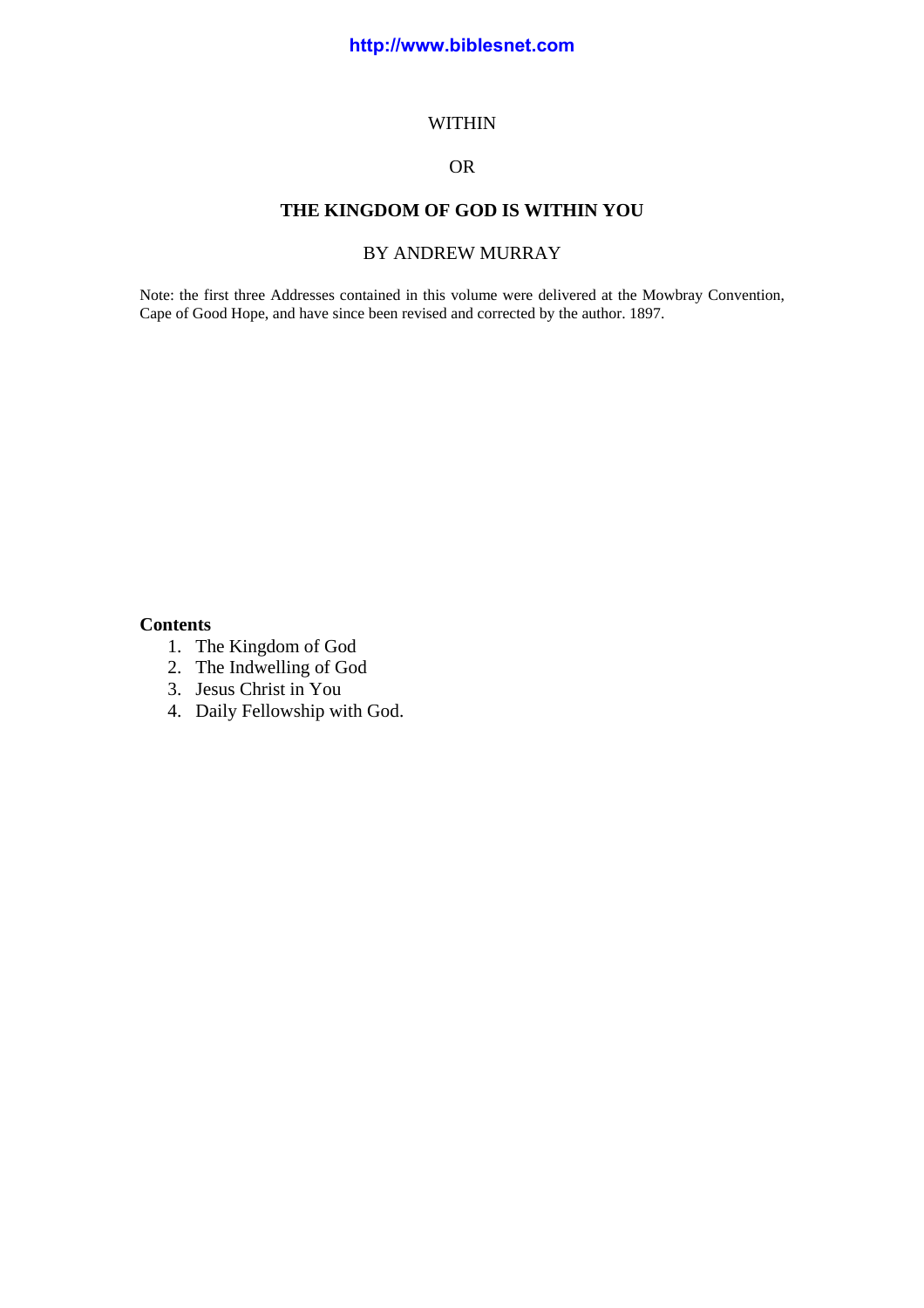http://www.biblesnet.com

WITHIN

OR

# THE KINGDOM OF GOD IS WITHIN YOU

BY ANDREW MURRAY

Note: the first three Addresses contained in this volume were delivered at the Mowbray Convention, Cape of Good Hope, and have since been revised and corrected by the author. 1897.

**Contents**

1. The Kingdom of God
2. The Indwelling of God
3. Jesus Christ in You
4. Daily Fellowship with God.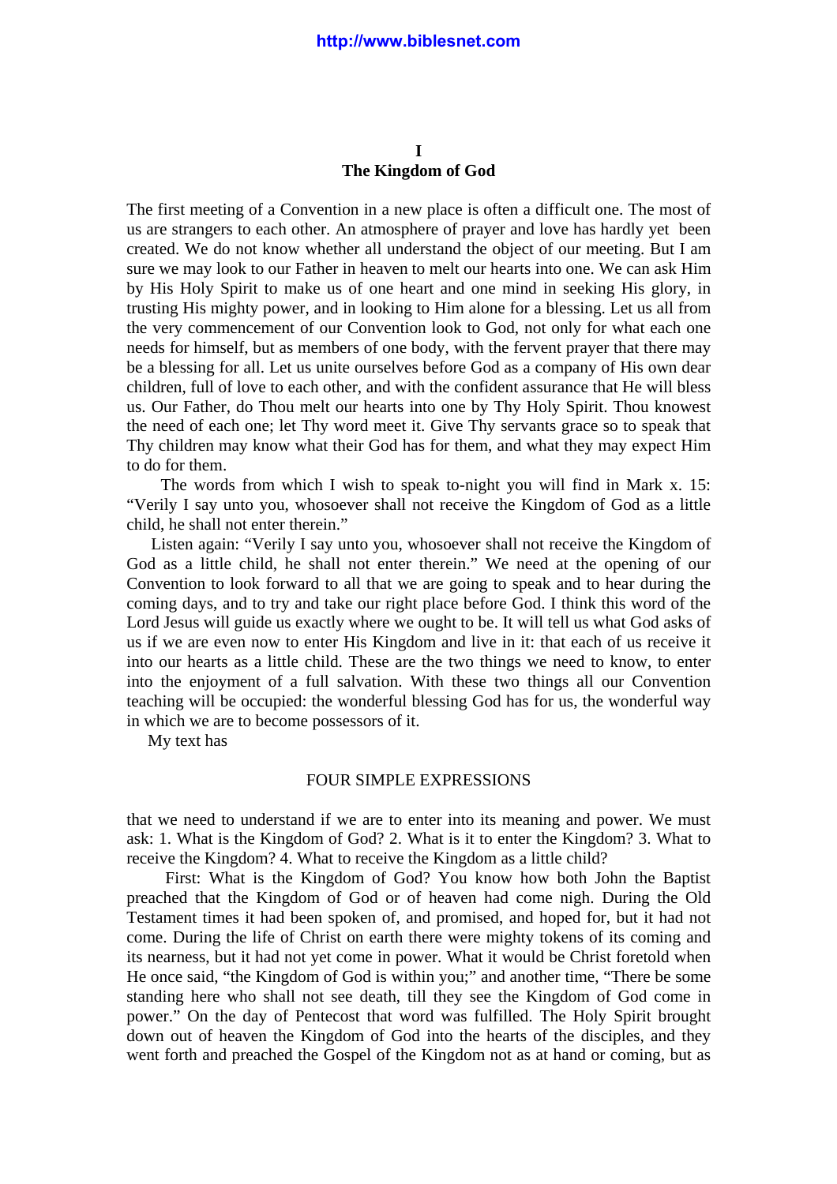# I
# The Kingdom of God

The first meeting of a Convention in a new place is often a difficult one. The most of us are strangers to each other. An atmosphere of prayer and love has hardly yet been created. We do not know whether all understand the object of our meeting. But I am sure we may look to our Father in heaven to melt our hearts into one. We can ask Him by His Holy Spirit to make us of one heart and one mind in seeking His glory, in trusting His mighty power, and in looking to Him alone for a blessing. Let us all from the very commencement of our Convention look to God, not only for what each one needs for himself, but as members of one body, with the fervent prayer that there may be a blessing for all. Let us unite ourselves before God as a company of His own dear children, full of love to each other, and with the confident assurance that He will bless us. Our Father, do Thou melt our hearts into one by Thy Holy Spirit. Thou knowest the need of each one; let Thy word meet it. Give Thy servants grace so to speak that Thy children may know what their God has for them, and what they may expect Him to do for them.

The words from which I wish to speak to-night you will find in Mark x. 15: "Verily I say unto you, whosoever shall not receive the Kingdom of God as a little child, he shall not enter therein."

Listen again: "Verily I say unto you, whosoever shall not receive the Kingdom of God as a little child, he shall not enter therein." We need at the opening of our Convention to look forward to all that we are going to speak and to hear during the coming days, and to try and take our right place before God. I think this word of the Lord Jesus will guide us exactly where we ought to be. It will tell us what God asks of us if we are even now to enter His Kingdom and live in it: that each of us receive it into our hearts as a little child. These are the two things we need to know, to enter into the enjoyment of a full salvation. With these two things all our Convention teaching will be occupied: the wonderful blessing God has for us, the wonderful way in which we are to become possessors of it.

My text has

FOUR SIMPLE EXPRESSIONS

that we need to understand if we are to enter into its meaning and power. We must ask: 1. What is the Kingdom of God? 2. What is it to enter the Kingdom? 3. What to receive the Kingdom? 4. What to receive the Kingdom as a little child?

First: What is the Kingdom of God? You know how both John the Baptist preached that the Kingdom of God or of heaven had come nigh. During the Old Testament times it had been spoken of, and promised, and hoped for, but it had not come. During the life of Christ on earth there were mighty tokens of its coming and its nearness, but it had not yet come in power. What it would be Christ foretold when He once said, "the Kingdom of God is within you;" and another time, "There be some standing here who shall not see death, till they see the Kingdom of God come in power." On the day of Pentecost that word was fulfilled. The Holy Spirit brought down out of heaven the Kingdom of God into the hearts of the disciples, and they went forth and preached the Gospel of the Kingdom not as at hand or coming, but as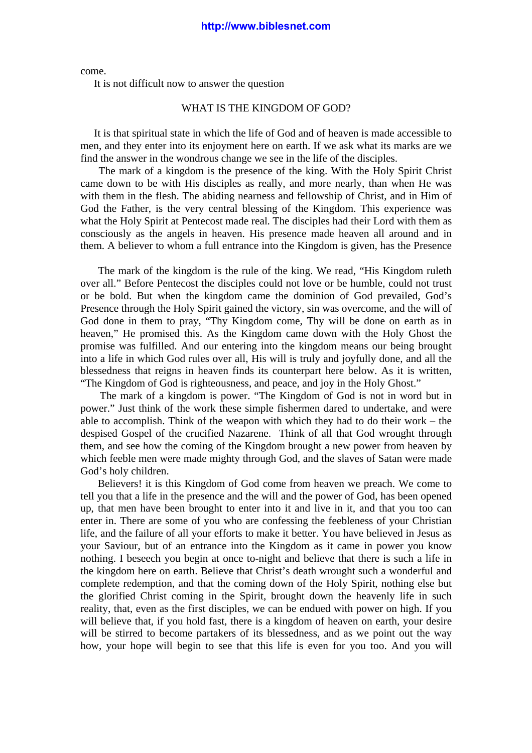come.

It is not difficult now to answer the question

WHAT IS THE KINGDOM OF GOD?

It is that spiritual state in which the life of God and of heaven is made accessible to men, and they enter into its enjoyment here on earth. If we ask what its marks are we find the answer in the wondrous change we see in the life of the disciples.

The mark of a kingdom is the presence of the king. With the Holy Spirit Christ came down to be with His disciples as really, and more nearly, than when He was with them in the flesh. The abiding nearness and fellowship of Christ, and in Him of God the Father, is the very central blessing of the Kingdom. This experience was what the Holy Spirit at Pentecost made real. The disciples had their Lord with them as consciously as the angels in heaven. His presence made heaven all around and in them. A believer to whom a full entrance into the Kingdom is given, has the Presence

The mark of the kingdom is the rule of the king. We read, "His Kingdom ruleth over all." Before Pentecost the disciples could not love or be humble, could not trust or be bold. But when the kingdom came the dominion of God prevailed, God's Presence through the Holy Spirit gained the victory, sin was overcome, and the will of God done in them to pray, "Thy Kingdom come, Thy will be done on earth as in heaven," He promised this. As the Kingdom came down with the Holy Ghost the promise was fulfilled. And our entering into the kingdom means our being brought into a life in which God rules over all, His will is truly and joyfully done, and all the blessedness that reigns in heaven finds its counterpart here below. As it is written, "The Kingdom of God is righteousness, and peace, and joy in the Holy Ghost."

The mark of a kingdom is power. "The Kingdom of God is not in word but in power." Just think of the work these simple fishermen dared to undertake, and were able to accomplish. Think of the weapon with which they had to do their work – the despised Gospel of the crucified Nazarene. Think of all that God wrought through them, and see how the coming of the Kingdom brought a new power from heaven by which feeble men were made mighty through God, and the slaves of Satan were made God's holy children.

Believers! it is this Kingdom of God come from heaven we preach. We come to tell you that a life in the presence and the will and the power of God, has been opened up, that men have been brought to enter into it and live in it, and that you too can enter in. There are some of you who are confessing the feebleness of your Christian life, and the failure of all your efforts to make it better. You have believed in Jesus as your Saviour, but of an entrance into the Kingdom as it came in power you know nothing. I beseech you begin at once to-night and believe that there is such a life in the kingdom here on earth. Believe that Christ's death wrought such a wonderful and complete redemption, and that the coming down of the Holy Spirit, nothing else but the glorified Christ coming in the Spirit, brought down the heavenly life in such reality, that, even as the first disciples, we can be endued with power on high. If you will believe that, if you hold fast, there is a kingdom of heaven on earth, your desire will be stirred to become partakers of its blessedness, and as we point out the way how, your hope will begin to see that this life is even for you too. And you will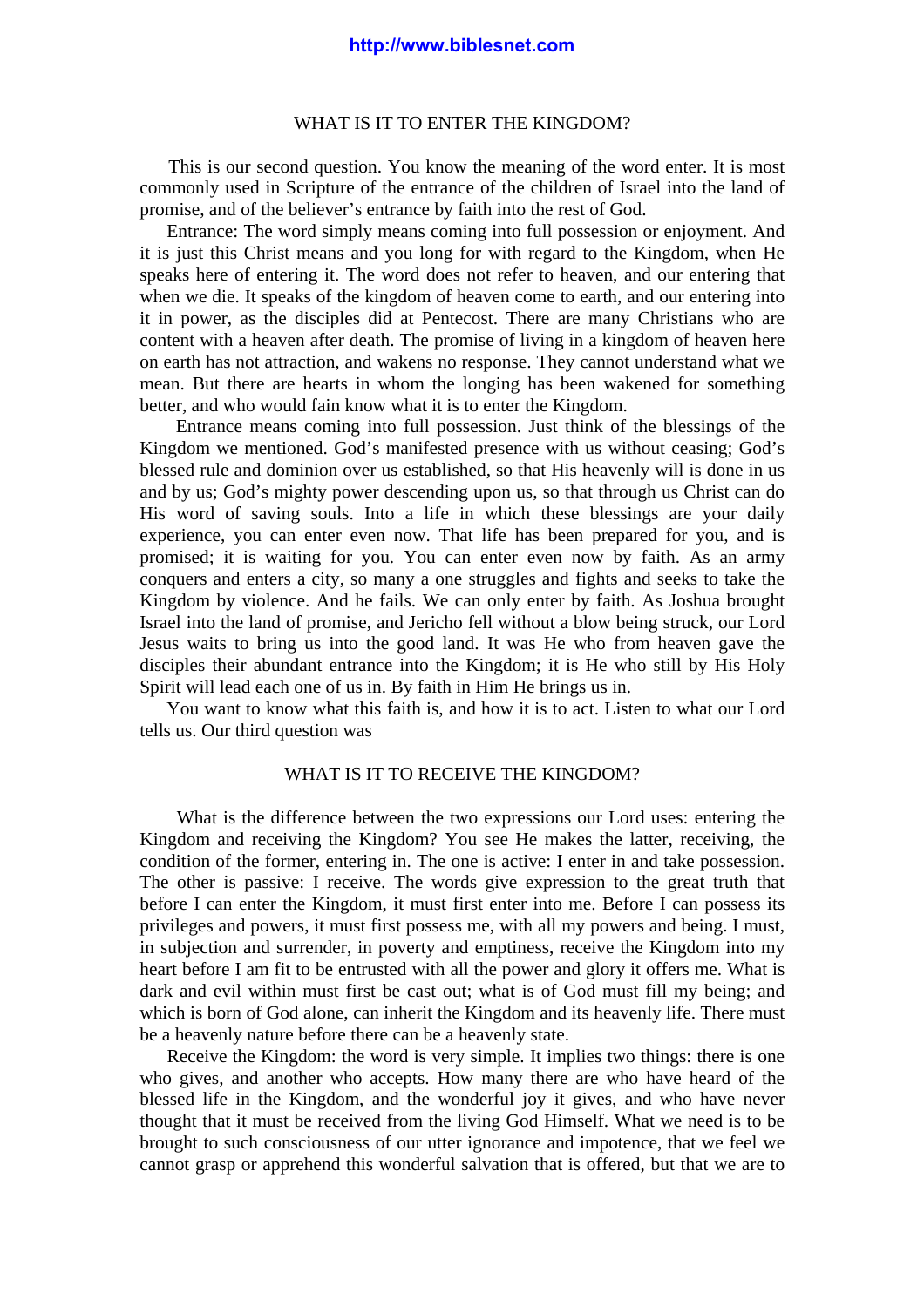## WHAT IS IT TO ENTER THE KINGDOM?

This is our second question. You know the meaning of the word enter. It is most commonly used in Scripture of the entrance of the children of Israel into the land of promise, and of the believer's entrance by faith into the rest of God.

Entrance: The word simply means coming into full possession or enjoyment. And it is just this Christ means and you long for with regard to the Kingdom, when He speaks here of entering it. The word does not refer to heaven, and our entering that when we die. It speaks of the kingdom of heaven come to earth, and our entering into it in power, as the disciples did at Pentecost. There are many Christians who are content with a heaven after death. The promise of living in a kingdom of heaven here on earth has not attraction, and wakens no response. They cannot understand what we mean. But there are hearts in whom the longing has been wakened for something better, and who would fain know what it is to enter the Kingdom.

Entrance means coming into full possession. Just think of the blessings of the Kingdom we mentioned. God's manifested presence with us without ceasing; God's blessed rule and dominion over us established, so that His heavenly will is done in us and by us; God's mighty power descending upon us, so that through us Christ can do His word of saving souls. Into a life in which these blessings are your daily experience, you can enter even now. That life has been prepared for you, and is promised; it is waiting for you. You can enter even now by faith. As an army conquers and enters a city, so many a one struggles and fights and seeks to take the Kingdom by violence. And he fails. We can only enter by faith. As Joshua brought Israel into the land of promise, and Jericho fell without a blow being struck, our Lord Jesus waits to bring us into the good land. It was He who from heaven gave the disciples their abundant entrance into the Kingdom; it is He who still by His Holy Spirit will lead each one of us in. By faith in Him He brings us in.

You want to know what this faith is, and how it is to act. Listen to what our Lord tells us. Our third question was

## WHAT IS IT TO RECEIVE THE KINGDOM?

What is the difference between the two expressions our Lord uses: entering the Kingdom and receiving the Kingdom? You see He makes the latter, receiving, the condition of the former, entering in. The one is active: I enter in and take possession. The other is passive: I receive. The words give expression to the great truth that before I can enter the Kingdom, it must first enter into me. Before I can possess its privileges and powers, it must first possess me, with all my powers and being. I must, in subjection and surrender, in poverty and emptiness, receive the Kingdom into my heart before I am fit to be entrusted with all the power and glory it offers me. What is dark and evil within must first be cast out; what is of God must fill my being; and which is born of God alone, can inherit the Kingdom and its heavenly life. There must be a heavenly nature before there can be a heavenly state.

Receive the Kingdom: the word is very simple. It implies two things: there is one who gives, and another who accepts. How many there are who have heard of the blessed life in the Kingdom, and the wonderful joy it gives, and who have never thought that it must be received from the living God Himself. What we need is to be brought to such consciousness of our utter ignorance and impotence, that we feel we cannot grasp or apprehend this wonderful salvation that is offered, but that we are to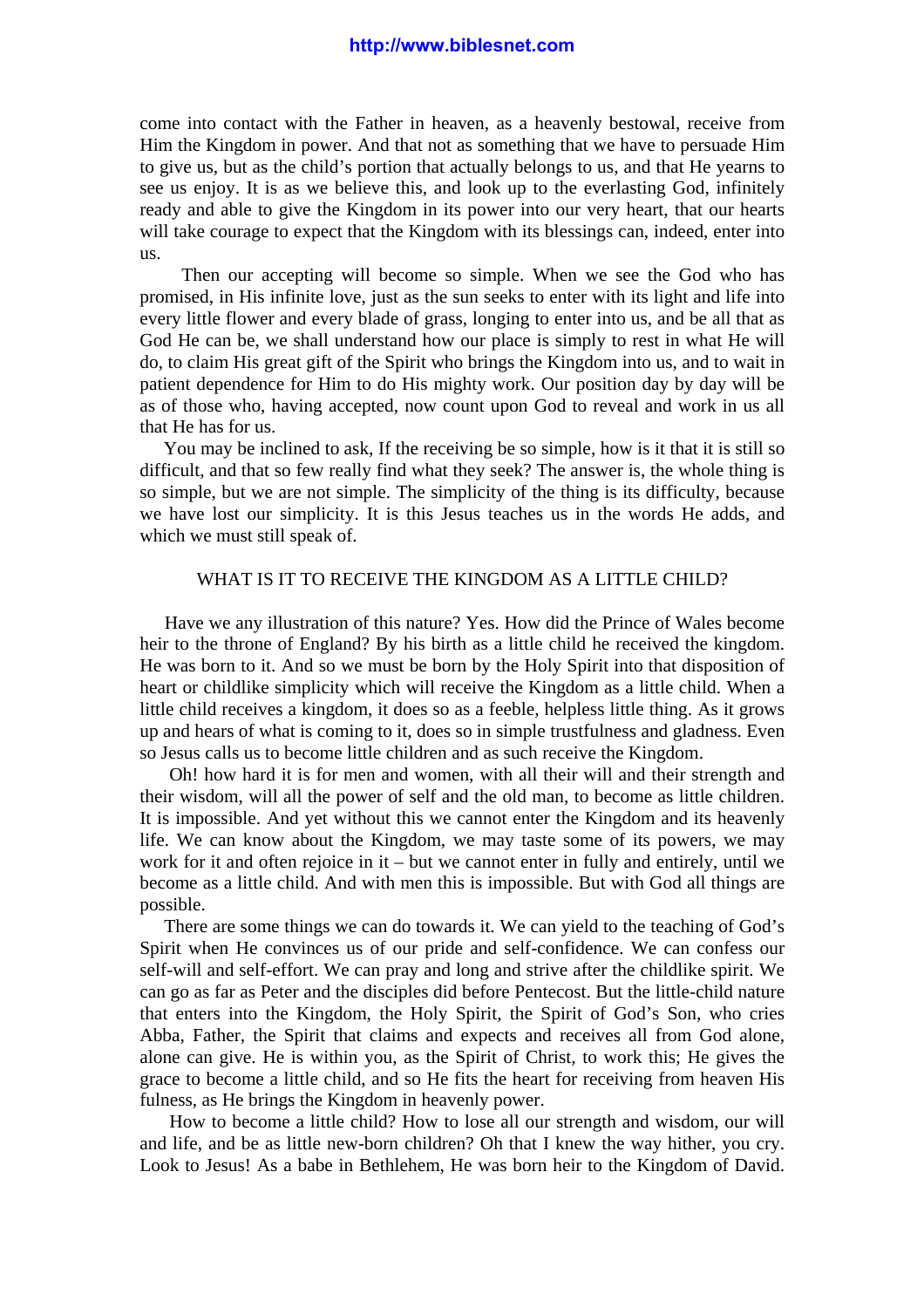come into contact with the Father in heaven, as a heavenly bestowal, receive from Him the Kingdom in power. And that not as something that we have to persuade Him to give us, but as the child's portion that actually belongs to us, and that He yearns to see us enjoy. It is as we believe this, and look up to the everlasting God, infinitely ready and able to give the Kingdom in its power into our very heart, that our hearts will take courage to expect that the Kingdom with its blessings can, indeed, enter into us.

Then our accepting will become so simple. When we see the God who has promised, in His infinite love, just as the sun seeks to enter with its light and life into every little flower and every blade of grass, longing to enter into us, and be all that as God He can be, we shall understand how our place is simply to rest in what He will do, to claim His great gift of the Spirit who brings the Kingdom into us, and to wait in patient dependence for Him to do His mighty work. Our position day by day will be as of those who, having accepted, now count upon God to reveal and work in us all that He has for us.

You may be inclined to ask, If the receiving be so simple, how is it that it is still so difficult, and that so few really find what they seek? The answer is, the whole thing is so simple, but we are not simple. The simplicity of the thing is its difficulty, because we have lost our simplicity. It is this Jesus teaches us in the words He adds, and which we must still speak of.

## WHAT IS IT TO RECEIVE THE KINGDOM AS A LITTLE CHILD?

Have we any illustration of this nature? Yes. How did the Prince of Wales become heir to the throne of England? By his birth as a little child he received the kingdom. He was born to it. And so we must be born by the Holy Spirit into that disposition of heart or childlike simplicity which will receive the Kingdom as a little child. When a little child receives a kingdom, it does so as a feeble, helpless little thing. As it grows up and hears of what is coming to it, does so in simple trustfulness and gladness. Even so Jesus calls us to become little children and as such receive the Kingdom.

Oh! how hard it is for men and women, with all their will and their strength and their wisdom, will all the power of self and the old man, to become as little children. It is impossible. And yet without this we cannot enter the Kingdom and its heavenly life. We can know about the Kingdom, we may taste some of its powers, we may work for it and often rejoice in it – but we cannot enter in fully and entirely, until we become as a little child. And with men this is impossible. But with God all things are possible.

There are some things we can do towards it. We can yield to the teaching of God's Spirit when He convinces us of our pride and self-confidence. We can confess our self-will and self-effort. We can pray and long and strive after the childlike spirit. We can go as far as Peter and the disciples did before Pentecost. But the little-child nature that enters into the Kingdom, the Holy Spirit, the Spirit of God's Son, who cries Abba, Father, the Spirit that claims and expects and receives all from God alone, alone can give. He is within you, as the Spirit of Christ, to work this; He gives the grace to become a little child, and so He fits the heart for receiving from heaven His fulness, as He brings the Kingdom in heavenly power.

How to become a little child? How to lose all our strength and wisdom, our will and life, and be as little new-born children? Oh that I knew the way hither, you cry. Look to Jesus! As a babe in Bethlehem, He was born heir to the Kingdom of David.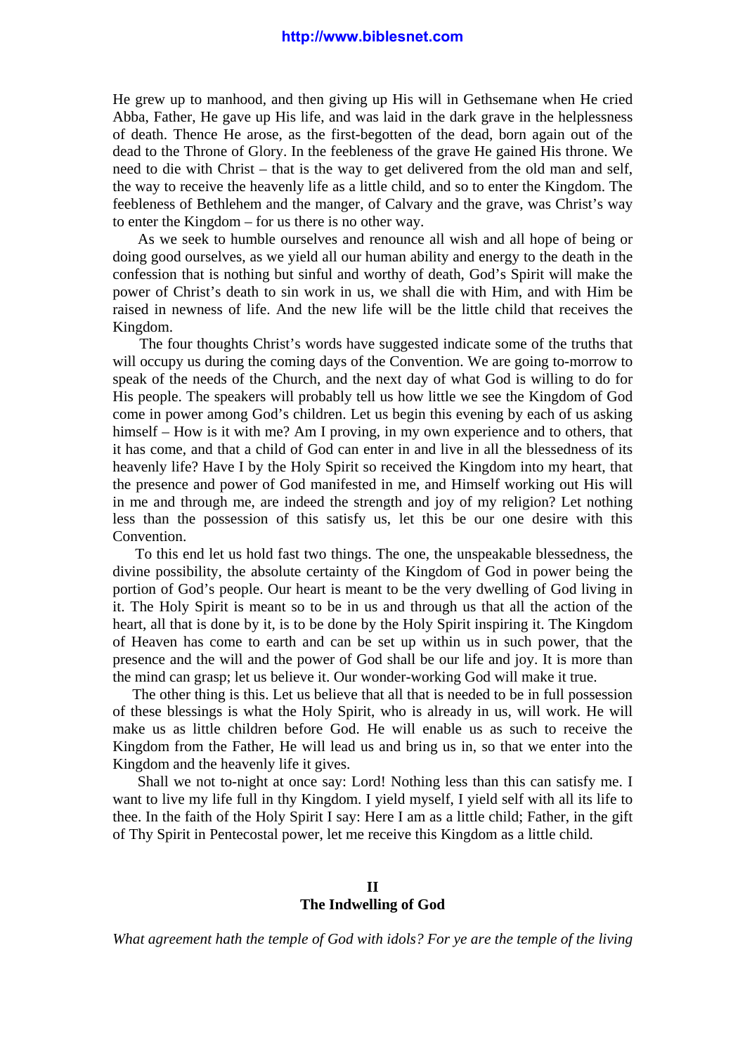He grew up to manhood, and then giving up His will in Gethsemane when He cried Abba, Father, He gave up His life, and was laid in the dark grave in the helplessness of death. Thence He arose, as the first-begotten of the dead, born again out of the dead to the Throne of Glory. In the feebleness of the grave He gained His throne. We need to die with Christ – that is the way to get delivered from the old man and self, the way to receive the heavenly life as a little child, and so to enter the Kingdom. The feebleness of Bethlehem and the manger, of Calvary and the grave, was Christ's way to enter the Kingdom – for us there is no other way.

As we seek to humble ourselves and renounce all wish and all hope of being or doing good ourselves, as we yield all our human ability and energy to the death in the confession that is nothing but sinful and worthy of death, God's Spirit will make the power of Christ's death to sin work in us, we shall die with Him, and with Him be raised in newness of life. And the new life will be the little child that receives the Kingdom.

The four thoughts Christ's words have suggested indicate some of the truths that will occupy us during the coming days of the Convention. We are going to-morrow to speak of the needs of the Church, and the next day of what God is willing to do for His people. The speakers will probably tell us how little we see the Kingdom of God come in power among God's children. Let us begin this evening by each of us asking himself – How is it with me? Am I proving, in my own experience and to others, that it has come, and that a child of God can enter in and live in all the blessedness of its heavenly life? Have I by the Holy Spirit so received the Kingdom into my heart, that the presence and power of God manifested in me, and Himself working out His will in me and through me, are indeed the strength and joy of my religion? Let nothing less than the possession of this satisfy us, let this be our one desire with this Convention.

To this end let us hold fast two things. The one, the unspeakable blessedness, the divine possibility, the absolute certainty of the Kingdom of God in power being the portion of God's people. Our heart is meant to be the very dwelling of God living in it. The Holy Spirit is meant so to be in us and through us that all the action of the heart, all that is done by it, is to be done by the Holy Spirit inspiring it. The Kingdom of Heaven has come to earth and can be set up within us in such power, that the presence and the will and the power of God shall be our life and joy. It is more than the mind can grasp; let us believe it. Our wonder-working God will make it true.

The other thing is this. Let us believe that all that is needed to be in full possession of these blessings is what the Holy Spirit, who is already in us, will work. He will make us as little children before God. He will enable us as such to receive the Kingdom from the Father, He will lead us and bring us in, so that we enter into the Kingdom and the heavenly life it gives.

Shall we not to-night at once say: Lord! Nothing less than this can satisfy me. I want to live my life full in thy Kingdom. I yield myself, I yield self with all its life to thee. In the faith of the Holy Spirit I say: Here I am as a little child; Father, in the gift of Thy Spirit in Pentecostal power, let me receive this Kingdom as a little child.

## II
## The Indwelling of God

*What agreement hath the temple of God with idols? For ye are the temple of the living*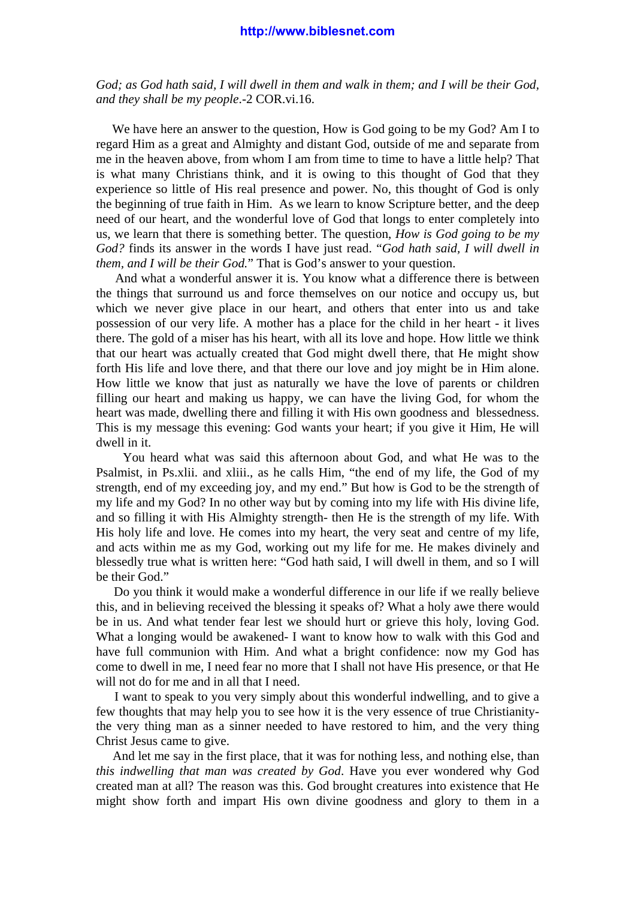*God; as God hath said, I will dwell in them and walk in them; and I will be their God, and they shall be my people*.-2 COR.vi.16.

We have here an answer to the question, How is God going to be my God? Am I to regard Him as a great and Almighty and distant God, outside of me and separate from me in the heaven above, from whom I am from time to time to have a little help? That is what many Christians think, and it is owing to this thought of God that they experience so little of His real presence and power. No, this thought of God is only the beginning of true faith in Him. As we learn to know Scripture better, and the deep need of our heart, and the wonderful love of God that longs to enter completely into us, we learn that there is something better. The question, *How is God going to be my God?* finds its answer in the words I have just read. "*God hath said, I will dwell in them, and I will be their God.*" That is God's answer to your question.

And what a wonderful answer it is. You know what a difference there is between the things that surround us and force themselves on our notice and occupy us, but which we never give place in our heart, and others that enter into us and take possession of our very life. A mother has a place for the child in her heart - it lives there. The gold of a miser has his heart, with all its love and hope. How little we think that our heart was actually created that God might dwell there, that He might show forth His life and love there, and that there our love and joy might be in Him alone. How little we know that just as naturally we have the love of parents or children filling our heart and making us happy, we can have the living God, for whom the heart was made, dwelling there and filling it with His own goodness and blessedness. This is my message this evening: God wants your heart; if you give it Him, He will dwell in it.

You heard what was said this afternoon about God, and what He was to the Psalmist, in Ps.xlii. and xliii., as he calls Him, "the end of my life, the God of my strength, end of my exceeding joy, and my end." But how is God to be the strength of my life and my God? In no other way but by coming into my life with His divine life, and so filling it with His Almighty strength- then He is the strength of my life. With His holy life and love. He comes into my heart, the very seat and centre of my life, and acts within me as my God, working out my life for me. He makes divinely and blessedly true what is written here: "God hath said, I will dwell in them, and so I will be their God."

Do you think it would make a wonderful difference in our life if we really believe this, and in believing received the blessing it speaks of? What a holy awe there would be in us. And what tender fear lest we should hurt or grieve this holy, loving God. What a longing would be awakened- I want to know how to walk with this God and have full communion with Him. And what a bright confidence: now my God has come to dwell in me, I need fear no more that I shall not have His presence, or that He will not do for me and in all that I need.

I want to speak to you very simply about this wonderful indwelling, and to give a few thoughts that may help you to see how it is the very essence of true Christianity- the very thing man as a sinner needed to have restored to him, and the very thing Christ Jesus came to give.

And let me say in the first place, that it was for nothing less, and nothing else, than *this indwelling that man was created by God*. Have you ever wondered why God created man at all? The reason was this. God brought creatures into existence that He might show forth and impart His own divine goodness and glory to them in a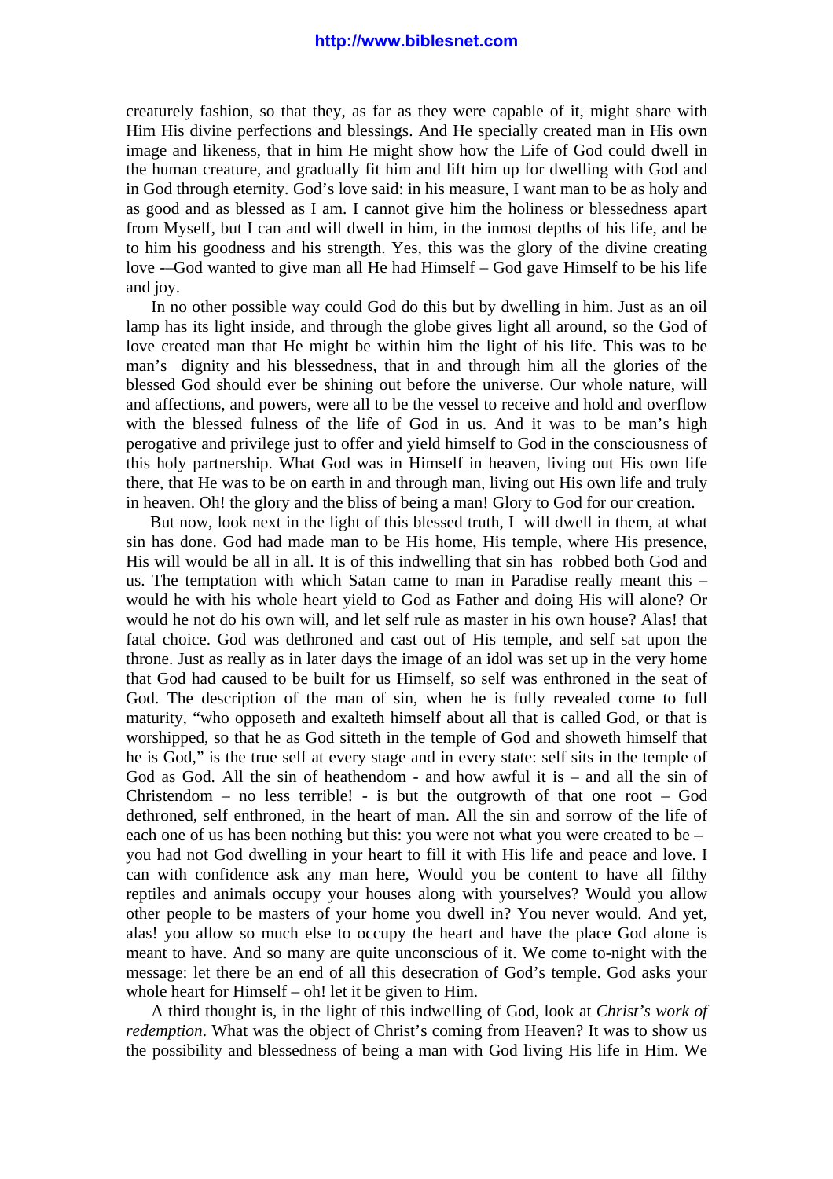creaturely fashion, so that they, as far as they were capable of it, might share with Him His divine perfections and blessings. And He specially created man in His own image and likeness, that in him He might show how the Life of God could dwell in the human creature, and gradually fit him and lift him up for dwelling with God and in God through eternity. God's love said: in his measure, I want man to be as holy and as good and as blessed as I am. I cannot give him the holiness or blessedness apart from Myself, but I can and will dwell in him, in the inmost depths of his life, and be to him his goodness and his strength. Yes, this was the glory of the divine creating love -–God wanted to give man all He had Himself – God gave Himself to be his life and joy.

In no other possible way could God do this but by dwelling in him. Just as an oil lamp has its light inside, and through the globe gives light all around, so the God of love created man that He might be within him the light of his life. This was to be man's dignity and his blessedness, that in and through him all the glories of the blessed God should ever be shining out before the universe. Our whole nature, will and affections, and powers, were all to be the vessel to receive and hold and overflow with the blessed fulness of the life of God in us. And it was to be man's high perogative and privilege just to offer and yield himself to God in the consciousness of this holy partnership. What God was in Himself in heaven, living out His own life there, that He was to be on earth in and through man, living out His own life and truly in heaven. Oh! the glory and the bliss of being a man! Glory to God for our creation.

But now, look next in the light of this blessed truth, I will dwell in them, at what sin has done. God had made man to be His home, His temple, where His presence, His will would be all in all. It is of this indwelling that sin has robbed both God and us. The temptation with which Satan came to man in Paradise really meant this – would he with his whole heart yield to God as Father and doing His will alone? Or would he not do his own will, and let self rule as master in his own house? Alas! that fatal choice. God was dethroned and cast out of His temple, and self sat upon the throne. Just as really as in later days the image of an idol was set up in the very home that God had caused to be built for us Himself, so self was enthroned in the seat of God. The description of the man of sin, when he is fully revealed come to full maturity, "who opposeth and exalteth himself about all that is called God, or that is worshipped, so that he as God sitteth in the temple of God and showeth himself that he is God," is the true self at every stage and in every state: self sits in the temple of God as God. All the sin of heathendom - and how awful it is – and all the sin of Christendom – no less terrible! - is but the outgrowth of that one root – God dethroned, self enthroned, in the heart of man. All the sin and sorrow of the life of each one of us has been nothing but this: you were not what you were created to be – you had not God dwelling in your heart to fill it with His life and peace and love. I can with confidence ask any man here, Would you be content to have all filthy reptiles and animals occupy your houses along with yourselves? Would you allow other people to be masters of your home you dwell in? You never would. And yet, alas! you allow so much else to occupy the heart and have the place God alone is meant to have. And so many are quite unconscious of it. We come to-night with the message: let there be an end of all this desecration of God's temple. God asks your whole heart for Himself – oh! let it be given to Him.

A third thought is, in the light of this indwelling of God, look at *Christ's work of redemption*. What was the object of Christ's coming from Heaven? It was to show us the possibility and blessedness of being a man with God living His life in Him. We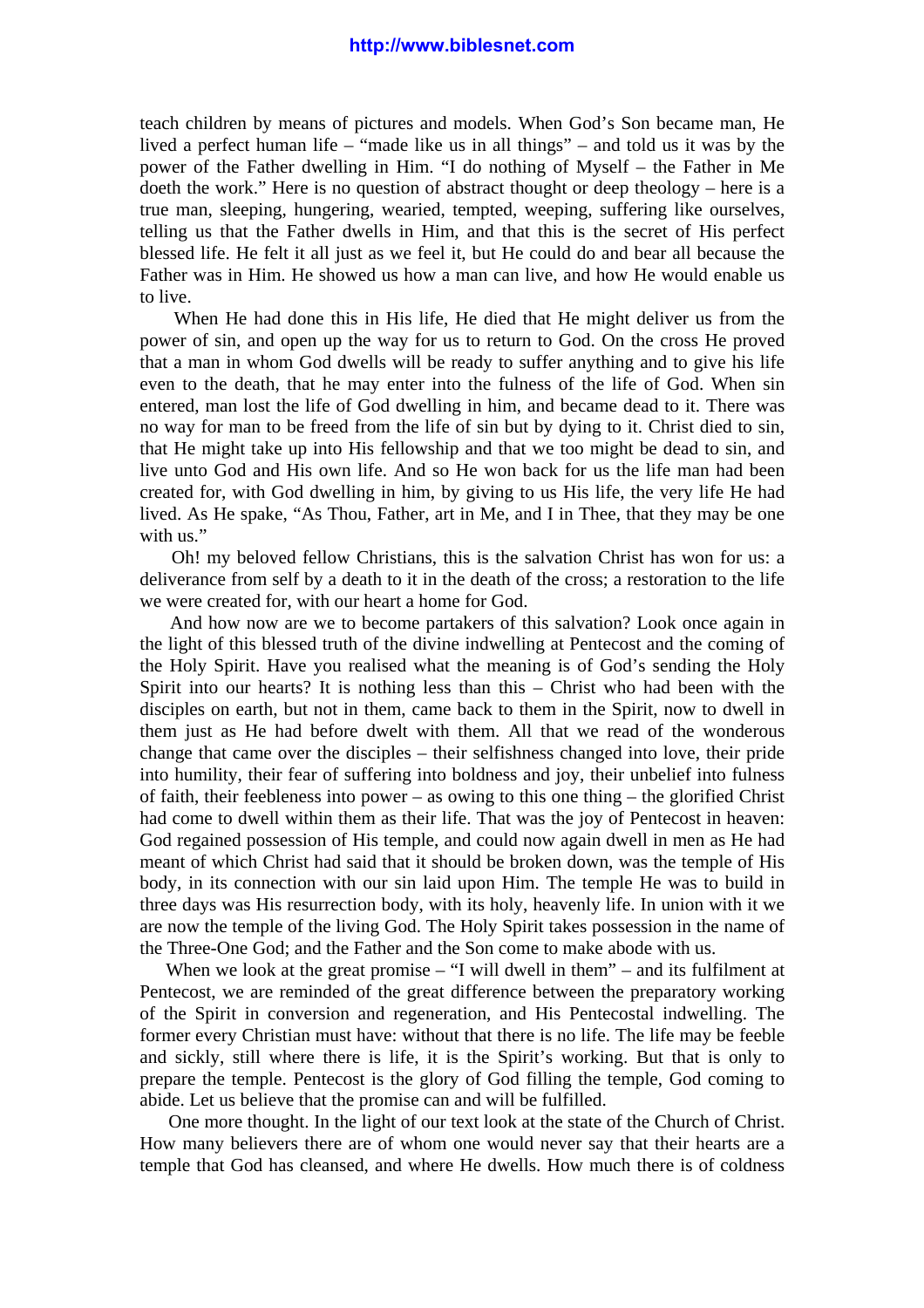teach children by means of pictures and models. When God's Son became man, He lived a perfect human life – "made like us in all things" – and told us it was by the power of the Father dwelling in Him. "I do nothing of Myself – the Father in Me doeth the work." Here is no question of abstract thought or deep theology – here is a true man, sleeping, hungering, wearied, tempted, weeping, suffering like ourselves, telling us that the Father dwells in Him, and that this is the secret of His perfect blessed life. He felt it all just as we feel it, but He could do and bear all because the Father was in Him. He showed us how a man can live, and how He would enable us to live.

When He had done this in His life, He died that He might deliver us from the power of sin, and open up the way for us to return to God. On the cross He proved that a man in whom God dwells will be ready to suffer anything and to give his life even to the death, that he may enter into the fulness of the life of God. When sin entered, man lost the life of God dwelling in him, and became dead to it. There was no way for man to be freed from the life of sin but by dying to it. Christ died to sin, that He might take up into His fellowship and that we too might be dead to sin, and live unto God and His own life. And so He won back for us the life man had been created for, with God dwelling in him, by giving to us His life, the very life He had lived. As He spake, "As Thou, Father, art in Me, and I in Thee, that they may be one with us."

Oh! my beloved fellow Christians, this is the salvation Christ has won for us: a deliverance from self by a death to it in the death of the cross; a restoration to the life we were created for, with our heart a home for God.

And how now are we to become partakers of this salvation? Look once again in the light of this blessed truth of the divine indwelling at Pentecost and the coming of the Holy Spirit. Have you realised what the meaning is of God's sending the Holy Spirit into our hearts? It is nothing less than this – Christ who had been with the disciples on earth, but not in them, came back to them in the Spirit, now to dwell in them just as He had before dwelt with them. All that we read of the wonderous change that came over the disciples – their selfishness changed into love, their pride into humility, their fear of suffering into boldness and joy, their unbelief into fulness of faith, their feebleness into power – as owing to this one thing – the glorified Christ had come to dwell within them as their life. That was the joy of Pentecost in heaven: God regained possession of His temple, and could now again dwell in men as He had meant of which Christ had said that it should be broken down, was the temple of His body, in its connection with our sin laid upon Him. The temple He was to build in three days was His resurrection body, with its holy, heavenly life. In union with it we are now the temple of the living God. The Holy Spirit takes possession in the name of the Three-One God; and the Father and the Son come to make abode with us.

When we look at the great promise – "I will dwell in them" – and its fulfilment at Pentecost, we are reminded of the great difference between the preparatory working of the Spirit in conversion and regeneration, and His Pentecostal indwelling. The former every Christian must have: without that there is no life. The life may be feeble and sickly, still where there is life, it is the Spirit's working. But that is only to prepare the temple. Pentecost is the glory of God filling the temple, God coming to abide. Let us believe that the promise can and will be fulfilled.

One more thought. In the light of our text look at the state of the Church of Christ. How many believers there are of whom one would never say that their hearts are a temple that God has cleansed, and where He dwells. How much there is of coldness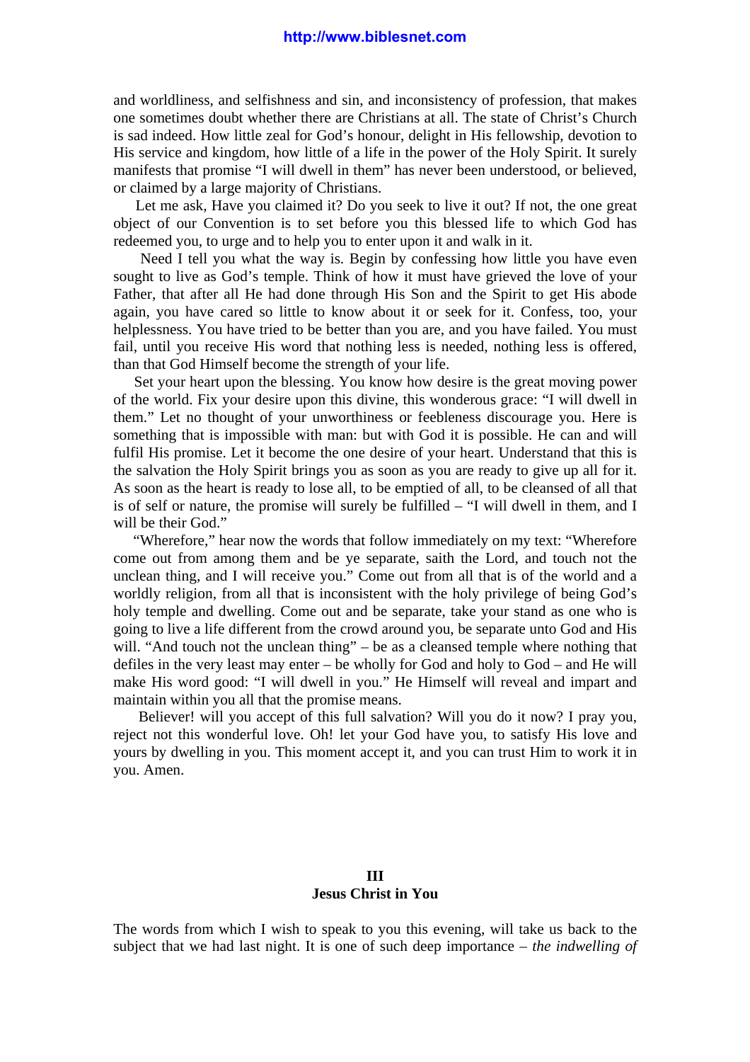and worldliness, and selfishness and sin, and inconsistency of profession, that makes one sometimes doubt whether there are Christians at all. The state of Christ's Church is sad indeed. How little zeal for God's honour, delight in His fellowship, devotion to His service and kingdom, how little of a life in the power of the Holy Spirit. It surely manifests that promise "I will dwell in them" has never been understood, or believed, or claimed by a large majority of Christians.

Let me ask, Have you claimed it? Do you seek to live it out? If not, the one great object of our Convention is to set before you this blessed life to which God has redeemed you, to urge and to help you to enter upon it and walk in it.

Need I tell you what the way is. Begin by confessing how little you have even sought to live as God's temple. Think of how it must have grieved the love of your Father, that after all He had done through His Son and the Spirit to get His abode again, you have cared so little to know about it or seek for it. Confess, too, your helplessness. You have tried to be better than you are, and you have failed. You must fail, until you receive His word that nothing less is needed, nothing less is offered, than that God Himself become the strength of your life.

Set your heart upon the blessing. You know how desire is the great moving power of the world. Fix your desire upon this divine, this wonderous grace: "I will dwell in them." Let no thought of your unworthiness or feebleness discourage you. Here is something that is impossible with man: but with God it is possible. He can and will fulfil His promise. Let it become the one desire of your heart. Understand that this is the salvation the Holy Spirit brings you as soon as you are ready to give up all for it. As soon as the heart is ready to lose all, to be emptied of all, to be cleansed of all that is of self or nature, the promise will surely be fulfilled – "I will dwell in them, and I will be their God."

"Wherefore," hear now the words that follow immediately on my text: "Wherefore come out from among them and be ye separate, saith the Lord, and touch not the unclean thing, and I will receive you." Come out from all that is of the world and a worldly religion, from all that is inconsistent with the holy privilege of being God's holy temple and dwelling. Come out and be separate, take your stand as one who is going to live a life different from the crowd around you, be separate unto God and His will. "And touch not the unclean thing" – be as a cleansed temple where nothing that defiles in the very least may enter – be wholly for God and holy to God – and He will make His word good: "I will dwell in you." He Himself will reveal and impart and maintain within you all that the promise means.

Believer! will you accept of this full salvation? Will you do it now? I pray you, reject not this wonderful love. Oh! let your God have you, to satisfy His love and yours by dwelling in you. This moment accept it, and you can trust Him to work it in you. Amen.

## III
## Jesus Christ in You

The words from which I wish to speak to you this evening, will take us back to the subject that we had last night. It is one of such deep importance – *the indwelling of*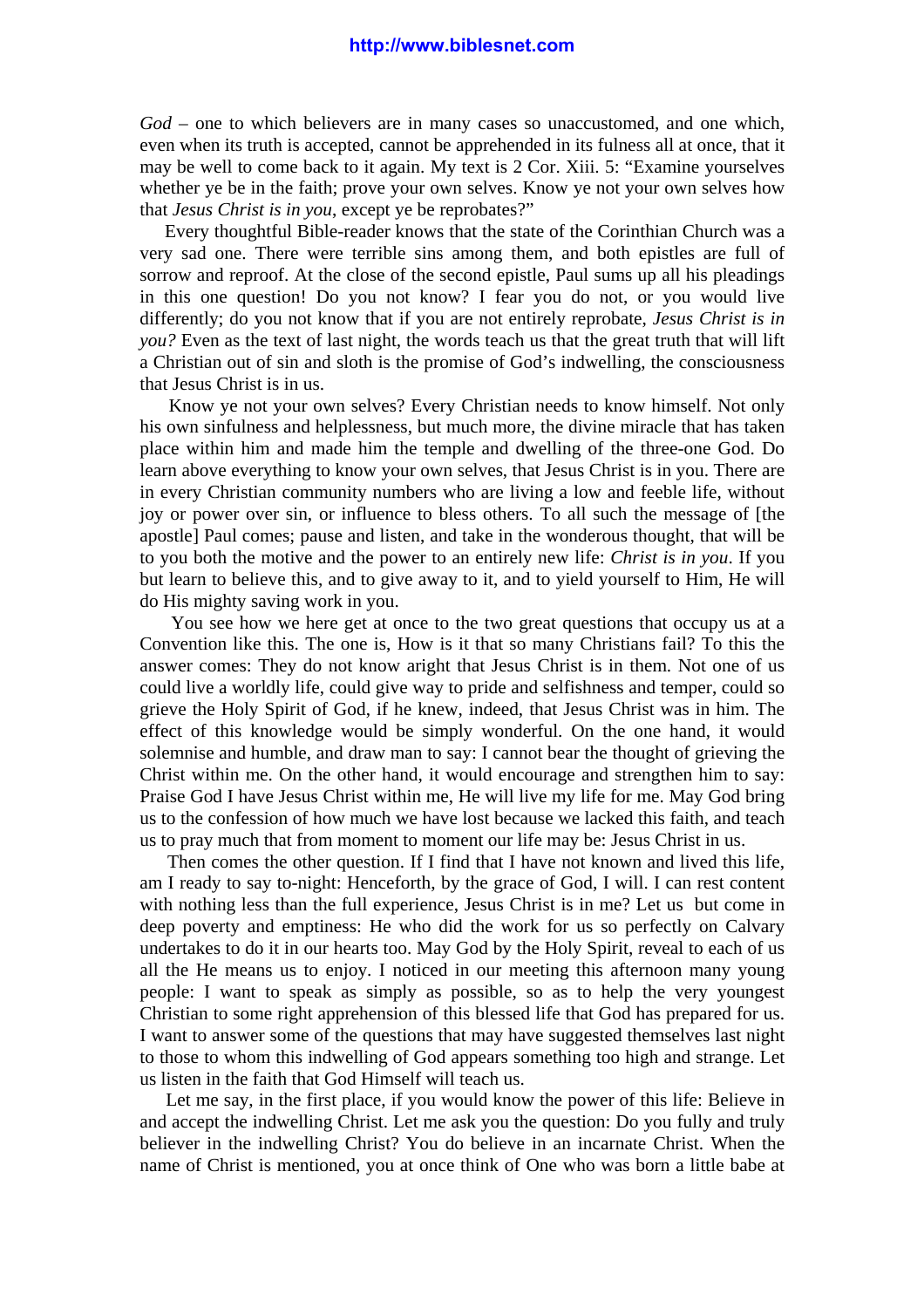*God* – one to which believers are in many cases so unaccustomed, and one which, even when its truth is accepted, cannot be apprehended in its fulness all at once, that it may be well to come back to it again. My text is 2 Cor. Xiii. 5: "Examine yourselves whether ye be in the faith; prove your own selves. Know ye not your own selves how that *Jesus Christ is in you*, except ye be reprobates?"

Every thoughtful Bible-reader knows that the state of the Corinthian Church was a very sad one. There were terrible sins among them, and both epistles are full of sorrow and reproof. At the close of the second epistle, Paul sums up all his pleadings in this one question! Do you not know? I fear you do not, or you would live differently; do you not know that if you are not entirely reprobate, *Jesus Christ is in you?* Even as the text of last night, the words teach us that the great truth that will lift a Christian out of sin and sloth is the promise of God's indwelling, the consciousness that Jesus Christ is in us.

Know ye not your own selves? Every Christian needs to know himself. Not only his own sinfulness and helplessness, but much more, the divine miracle that has taken place within him and made him the temple and dwelling of the three-one God. Do learn above everything to know your own selves, that Jesus Christ is in you. There are in every Christian community numbers who are living a low and feeble life, without joy or power over sin, or influence to bless others. To all such the message of [the apostle] Paul comes; pause and listen, and take in the wonderous thought, that will be to you both the motive and the power to an entirely new life: *Christ is in you*. If you but learn to believe this, and to give away to it, and to yield yourself to Him, He will do His mighty saving work in you.

You see how we here get at once to the two great questions that occupy us at a Convention like this. The one is, How is it that so many Christians fail? To this the answer comes: They do not know aright that Jesus Christ is in them. Not one of us could live a worldly life, could give way to pride and selfishness and temper, could so grieve the Holy Spirit of God, if he knew, indeed, that Jesus Christ was in him. The effect of this knowledge would be simply wonderful. On the one hand, it would solemnise and humble, and draw man to say: I cannot bear the thought of grieving the Christ within me. On the other hand, it would encourage and strengthen him to say: Praise God I have Jesus Christ within me, He will live my life for me. May God bring us to the confession of how much we have lost because we lacked this faith, and teach us to pray much that from moment to moment our life may be: Jesus Christ in us.

Then comes the other question. If I find that I have not known and lived this life, am I ready to say to-night: Henceforth, by the grace of God, I will. I can rest content with nothing less than the full experience, Jesus Christ is in me? Let us but come in deep poverty and emptiness: He who did the work for us so perfectly on Calvary undertakes to do it in our hearts too. May God by the Holy Spirit, reveal to each of us all the He means us to enjoy. I noticed in our meeting this afternoon many young people: I want to speak as simply as possible, so as to help the very youngest Christian to some right apprehension of this blessed life that God has prepared for us. I want to answer some of the questions that may have suggested themselves last night to those to whom this indwelling of God appears something too high and strange. Let us listen in the faith that God Himself will teach us.

Let me say, in the first place, if you would know the power of this life: Believe in and accept the indwelling Christ. Let me ask you the question: Do you fully and truly believer in the indwelling Christ? You do believe in an incarnate Christ. When the name of Christ is mentioned, you at once think of One who was born a little babe at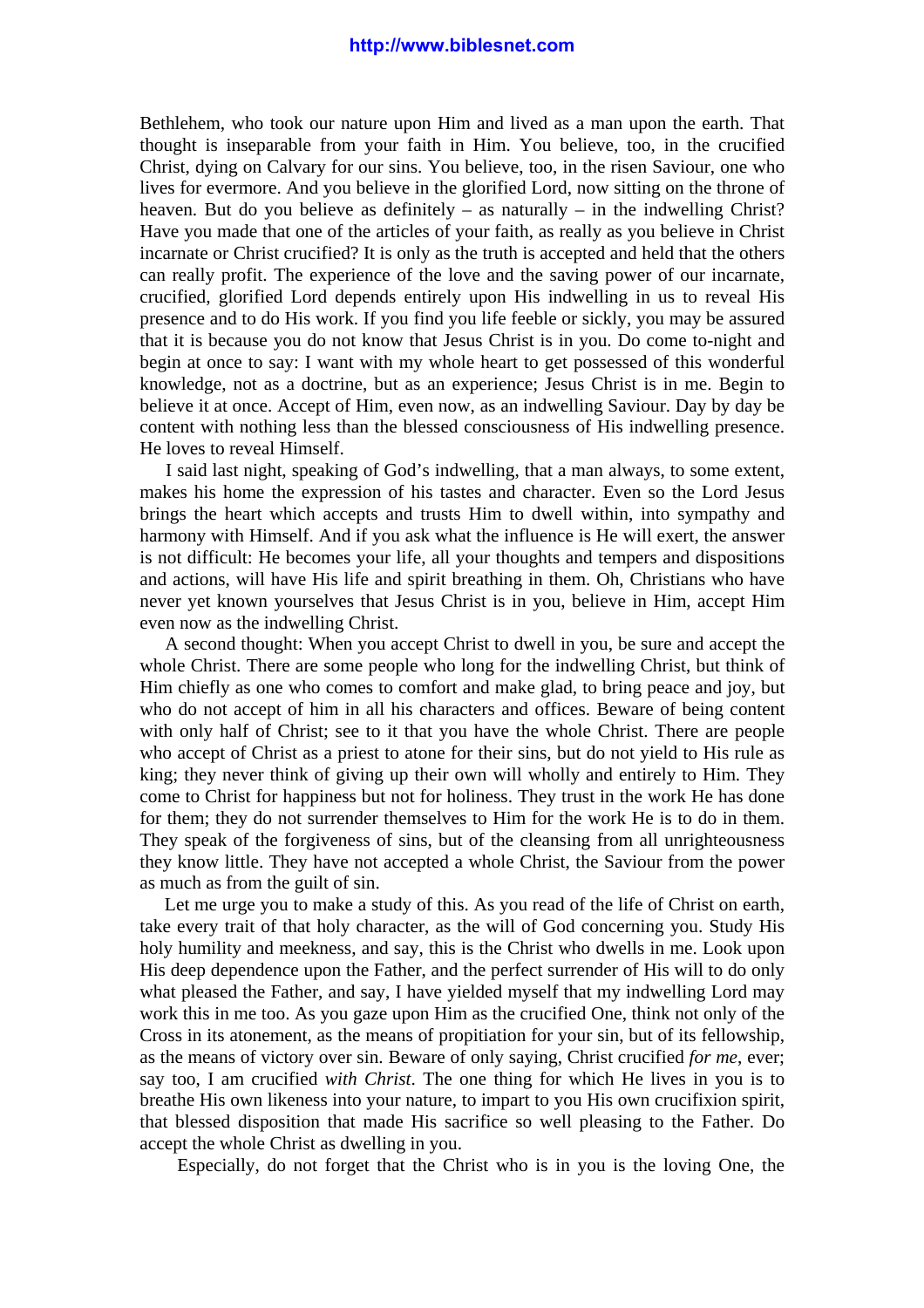Bethlehem, who took our nature upon Him and lived as a man upon the earth. That thought is inseparable from your faith in Him. You believe, too, in the crucified Christ, dying on Calvary for our sins. You believe, too, in the risen Saviour, one who lives for evermore. And you believe in the glorified Lord, now sitting on the throne of heaven. But do you believe as definitely – as naturally – in the indwelling Christ? Have you made that one of the articles of your faith, as really as you believe in Christ incarnate or Christ crucified? It is only as the truth is accepted and held that the others can really profit. The experience of the love and the saving power of our incarnate, crucified, glorified Lord depends entirely upon His indwelling in us to reveal His presence and to do His work. If you find you life feeble or sickly, you may be assured that it is because you do not know that Jesus Christ is in you. Do come to-night and begin at once to say: I want with my whole heart to get possessed of this wonderful knowledge, not as a doctrine, but as an experience; Jesus Christ is in me. Begin to believe it at once. Accept of Him, even now, as an indwelling Saviour. Day by day be content with nothing less than the blessed consciousness of His indwelling presence. He loves to reveal Himself.

I said last night, speaking of God's indwelling, that a man always, to some extent, makes his home the expression of his tastes and character. Even so the Lord Jesus brings the heart which accepts and trusts Him to dwell within, into sympathy and harmony with Himself. And if you ask what the influence is He will exert, the answer is not difficult: He becomes your life, all your thoughts and tempers and dispositions and actions, will have His life and spirit breathing in them. Oh, Christians who have never yet known yourselves that Jesus Christ is in you, believe in Him, accept Him even now as the indwelling Christ.

A second thought: When you accept Christ to dwell in you, be sure and accept the whole Christ. There are some people who long for the indwelling Christ, but think of Him chiefly as one who comes to comfort and make glad, to bring peace and joy, but who do not accept of him in all his characters and offices. Beware of being content with only half of Christ; see to it that you have the whole Christ. There are people who accept of Christ as a priest to atone for their sins, but do not yield to His rule as king; they never think of giving up their own will wholly and entirely to Him. They come to Christ for happiness but not for holiness. They trust in the work He has done for them; they do not surrender themselves to Him for the work He is to do in them. They speak of the forgiveness of sins, but of the cleansing from all unrighteousness they know little. They have not accepted a whole Christ, the Saviour from the power as much as from the guilt of sin.

Let me urge you to make a study of this. As you read of the life of Christ on earth, take every trait of that holy character, as the will of God concerning you. Study His holy humility and meekness, and say, this is the Christ who dwells in me. Look upon His deep dependence upon the Father, and the perfect surrender of His will to do only what pleased the Father, and say, I have yielded myself that my indwelling Lord may work this in me too. As you gaze upon Him as the crucified One, think not only of the Cross in its atonement, as the means of propitiation for your sin, but of its fellowship, as the means of victory over sin. Beware of only saying, Christ crucified *for me*, ever; say too, I am crucified *with Christ*. The one thing for which He lives in you is to breathe His own likeness into your nature, to impart to you His own crucifixion spirit, that blessed disposition that made His sacrifice so well pleasing to the Father. Do accept the whole Christ as dwelling in you.

Especially, do not forget that the Christ who is in you is the loving One, the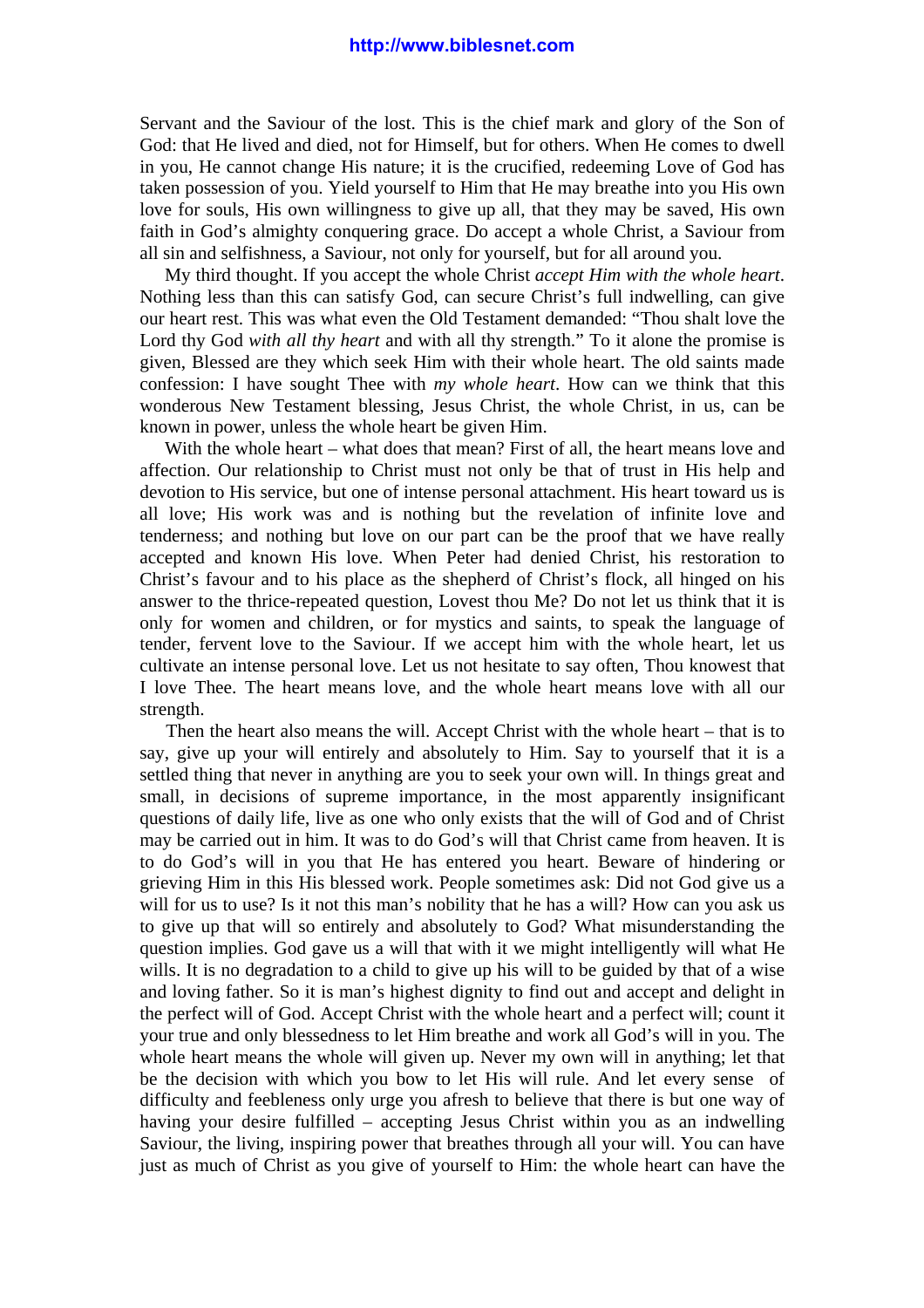Servant and the Saviour of the lost. This is the chief mark and glory of the Son of God: that He lived and died, not for Himself, but for others. When He comes to dwell in you, He cannot change His nature; it is the crucified, redeeming Love of God has taken possession of you. Yield yourself to Him that He may breathe into you His own love for souls, His own willingness to give up all, that they may be saved, His own faith in God's almighty conquering grace. Do accept a whole Christ, a Saviour from all sin and selfishness, a Saviour, not only for yourself, but for all around you.

My third thought. If you accept the whole Christ *accept Him with the whole heart*. Nothing less than this can satisfy God, can secure Christ's full indwelling, can give our heart rest. This was what even the Old Testament demanded: "Thou shalt love the Lord thy God *with all thy heart* and with all thy strength." To it alone the promise is given, Blessed are they which seek Him with their whole heart. The old saints made confession: I have sought Thee with *my whole heart*. How can we think that this wonderous New Testament blessing, Jesus Christ, the whole Christ, in us, can be known in power, unless the whole heart be given Him.

With the whole heart – what does that mean? First of all, the heart means love and affection. Our relationship to Christ must not only be that of trust in His help and devotion to His service, but one of intense personal attachment. His heart toward us is all love; His work was and is nothing but the revelation of infinite love and tenderness; and nothing but love on our part can be the proof that we have really accepted and known His love. When Peter had denied Christ, his restoration to Christ's favour and to his place as the shepherd of Christ's flock, all hinged on his answer to the thrice-repeated question, Lovest thou Me? Do not let us think that it is only for women and children, or for mystics and saints, to speak the language of tender, fervent love to the Saviour. If we accept him with the whole heart, let us cultivate an intense personal love. Let us not hesitate to say often, Thou knowest that I love Thee. The heart means love, and the whole heart means love with all our strength.

Then the heart also means the will. Accept Christ with the whole heart – that is to say, give up your will entirely and absolutely to Him. Say to yourself that it is a settled thing that never in anything are you to seek your own will. In things great and small, in decisions of supreme importance, in the most apparently insignificant questions of daily life, live as one who only exists that the will of God and of Christ may be carried out in him. It was to do God's will that Christ came from heaven. It is to do God's will in you that He has entered you heart. Beware of hindering or grieving Him in this His blessed work. People sometimes ask: Did not God give us a will for us to use? Is it not this man's nobility that he has a will? How can you ask us to give up that will so entirely and absolutely to God? What misunderstanding the question implies. God gave us a will that with it we might intelligently will what He wills. It is no degradation to a child to give up his will to be guided by that of a wise and loving father. So it is man's highest dignity to find out and accept and delight in the perfect will of God. Accept Christ with the whole heart and a perfect will; count it your true and only blessedness to let Him breathe and work all God's will in you. The whole heart means the whole will given up. Never my own will in anything; let that be the decision with which you bow to let His will rule. And let every sense of difficulty and feebleness only urge you afresh to believe that there is but one way of having your desire fulfilled – accepting Jesus Christ within you as an indwelling Saviour, the living, inspiring power that breathes through all your will. You can have just as much of Christ as you give of yourself to Him: the whole heart can have the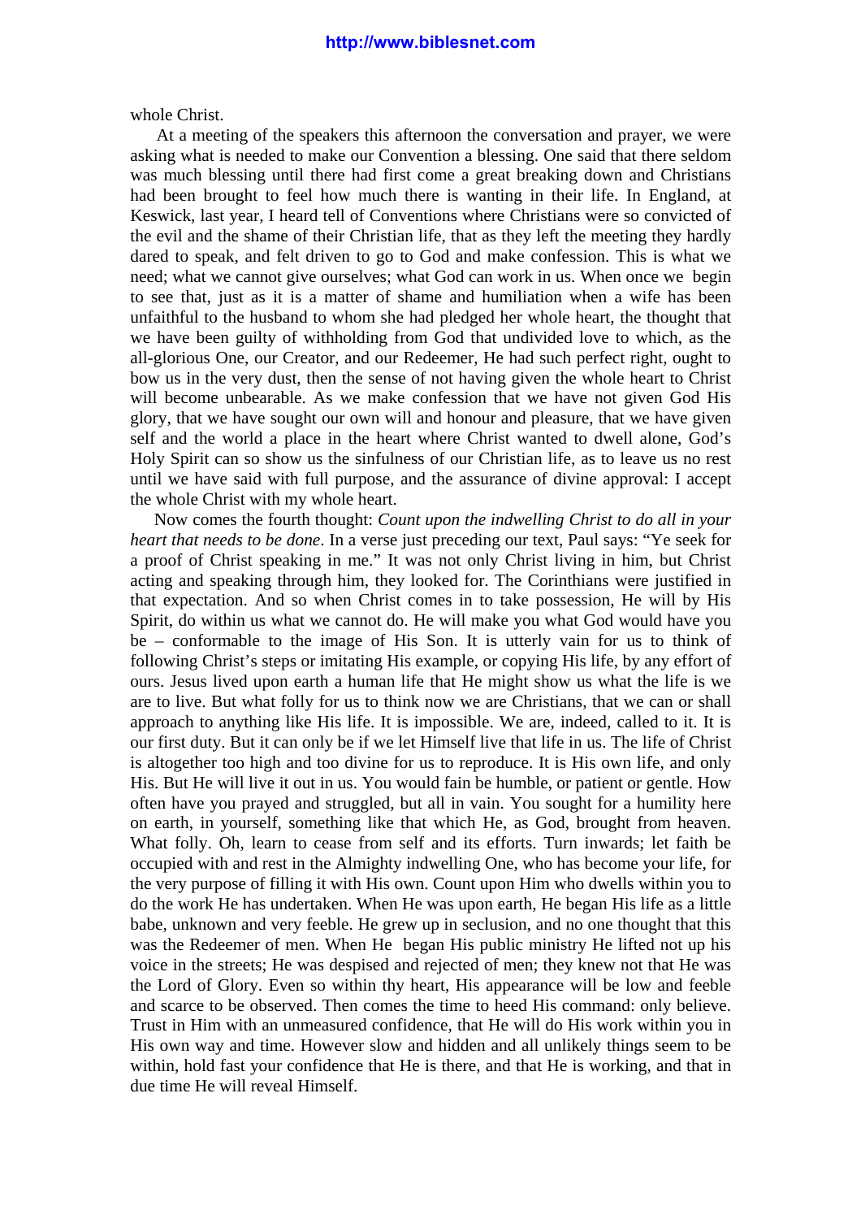whole Christ.

At a meeting of the speakers this afternoon the conversation and prayer, we were asking what is needed to make our Convention a blessing. One said that there seldom was much blessing until there had first come a great breaking down and Christians had been brought to feel how much there is wanting in their life. In England, at Keswick, last year, I heard tell of Conventions where Christians were so convicted of the evil and the shame of their Christian life, that as they left the meeting they hardly dared to speak, and felt driven to go to God and make confession. This is what we need; what we cannot give ourselves; what God can work in us. When once we begin to see that, just as it is a matter of shame and humiliation when a wife has been unfaithful to the husband to whom she had pledged her whole heart, the thought that we have been guilty of withholding from God that undivided love to which, as the all-glorious One, our Creator, and our Redeemer, He had such perfect right, ought to bow us in the very dust, then the sense of not having given the whole heart to Christ will become unbearable. As we make confession that we have not given God His glory, that we have sought our own will and honour and pleasure, that we have given self and the world a place in the heart where Christ wanted to dwell alone, God's Holy Spirit can so show us the sinfulness of our Christian life, as to leave us no rest until we have said with full purpose, and the assurance of divine approval: I accept the whole Christ with my whole heart.

Now comes the fourth thought: *Count upon the indwelling Christ to do all in your heart that needs to be done*. In a verse just preceding our text, Paul says: "Ye seek for a proof of Christ speaking in me." It was not only Christ living in him, but Christ acting and speaking through him, they looked for. The Corinthians were justified in that expectation. And so when Christ comes in to take possession, He will by His Spirit, do within us what we cannot do. He will make you what God would have you be – conformable to the image of His Son. It is utterly vain for us to think of following Christ's steps or imitating His example, or copying His life, by any effort of ours. Jesus lived upon earth a human life that He might show us what the life is we are to live. But what folly for us to think now we are Christians, that we can or shall approach to anything like His life. It is impossible. We are, indeed, called to it. It is our first duty. But it can only be if we let Himself live that life in us. The life of Christ is altogether too high and too divine for us to reproduce. It is His own life, and only His. But He will live it out in us. You would fain be humble, or patient or gentle. How often have you prayed and struggled, but all in vain. You sought for a humility here on earth, in yourself, something like that which He, as God, brought from heaven. What folly. Oh, learn to cease from self and its efforts. Turn inwards; let faith be occupied with and rest in the Almighty indwelling One, who has become your life, for the very purpose of filling it with His own. Count upon Him who dwells within you to do the work He has undertaken. When He was upon earth, He began His life as a little babe, unknown and very feeble. He grew up in seclusion, and no one thought that this was the Redeemer of men. When He began His public ministry He lifted not up his voice in the streets; He was despised and rejected of men; they knew not that He was the Lord of Glory. Even so within thy heart, His appearance will be low and feeble and scarce to be observed. Then comes the time to heed His command: only believe. Trust in Him with an unmeasured confidence, that He will do His work within you in His own way and time. However slow and hidden and all unlikely things seem to be within, hold fast your confidence that He is there, and that He is working, and that in due time He will reveal Himself.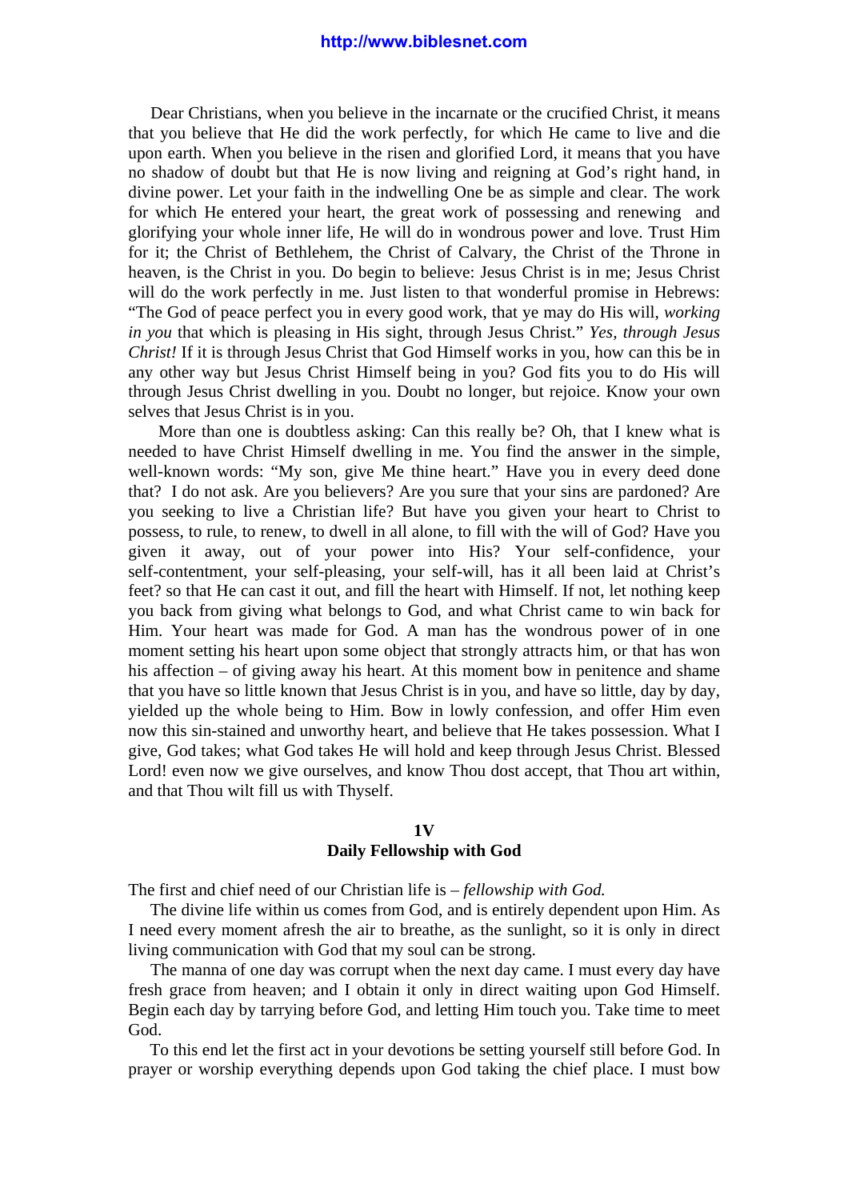Dear Christians, when you believe in the incarnate or the crucified Christ, it means that you believe that He did the work perfectly, for which He came to live and die upon earth. When you believe in the risen and glorified Lord, it means that you have no shadow of doubt but that He is now living and reigning at God's right hand, in divine power. Let your faith in the indwelling One be as simple and clear. The work for which He entered your heart, the great work of possessing and renewing and glorifying your whole inner life, He will do in wondrous power and love. Trust Him for it; the Christ of Bethlehem, the Christ of Calvary, the Christ of the Throne in heaven, is the Christ in you. Do begin to believe: Jesus Christ is in me; Jesus Christ will do the work perfectly in me. Just listen to that wonderful promise in Hebrews: "The God of peace perfect you in every good work, that ye may do His will, *working in you* that which is pleasing in His sight, through Jesus Christ." *Yes, through Jesus Christ!* If it is through Jesus Christ that God Himself works in you, how can this be in any other way but Jesus Christ Himself being in you? God fits you to do His will through Jesus Christ dwelling in you. Doubt no longer, but rejoice. Know your own selves that Jesus Christ is in you.

More than one is doubtless asking: Can this really be? Oh, that I knew what is needed to have Christ Himself dwelling in me. You find the answer in the simple, well-known words: "My son, give Me thine heart." Have you in every deed done that? I do not ask. Are you believers? Are you sure that your sins are pardoned? Are you seeking to live a Christian life? But have you given your heart to Christ to possess, to rule, to renew, to dwell in all alone, to fill with the will of God? Have you given it away, out of your power into His? Your self-confidence, your self-contentment, your self-pleasing, your self-will, has it all been laid at Christ's feet? so that He can cast it out, and fill the heart with Himself. If not, let nothing keep you back from giving what belongs to God, and what Christ came to win back for Him. Your heart was made for God. A man has the wondrous power of in one moment setting his heart upon some object that strongly attracts him, or that has won his affection – of giving away his heart. At this moment bow in penitence and shame that you have so little known that Jesus Christ is in you, and have so little, day by day, yielded up the whole being to Him. Bow in lowly confession, and offer Him even now this sin-stained and unworthy heart, and believe that He takes possession. What I give, God takes; what God takes He will hold and keep through Jesus Christ. Blessed Lord! even now we give ourselves, and know Thou dost accept, that Thou art within, and that Thou wilt fill us with Thyself.

## 1V
## Daily Fellowship with God

The first and chief need of our Christian life is – *fellowship with God.*

The divine life within us comes from God, and is entirely dependent upon Him. As I need every moment afresh the air to breathe, as the sunlight, so it is only in direct living communication with God that my soul can be strong.

The manna of one day was corrupt when the next day came. I must every day have fresh grace from heaven; and I obtain it only in direct waiting upon God Himself. Begin each day by tarrying before God, and letting Him touch you. Take time to meet God.

To this end let the first act in your devotions be setting yourself still before God. In prayer or worship everything depends upon God taking the chief place. I must bow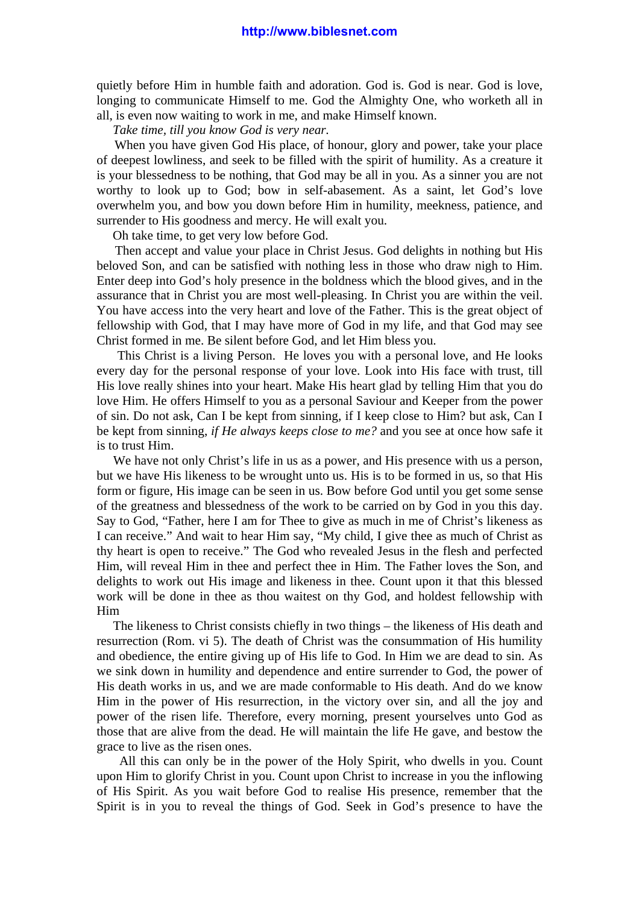quietly before Him in humble faith and adoration. God is. God is near. God is love, longing to communicate Himself to me. God the Almighty One, who worketh all in all, is even now waiting to work in me, and make Himself known.

*Take time, till you know God is very near.*

When you have given God His place, of honour, glory and power, take your place of deepest lowliness, and seek to be filled with the spirit of humility. As a creature it is your blessedness to be nothing, that God may be all in you. As a sinner you are not worthy to look up to God; bow in self-abasement. As a saint, let God's love overwhelm you, and bow you down before Him in humility, meekness, patience, and surrender to His goodness and mercy. He will exalt you.

Oh take time, to get very low before God.

Then accept and value your place in Christ Jesus. God delights in nothing but His beloved Son, and can be satisfied with nothing less in those who draw nigh to Him. Enter deep into God's holy presence in the boldness which the blood gives, and in the assurance that in Christ you are most well-pleasing. In Christ you are within the veil. You have access into the very heart and love of the Father. This is the great object of fellowship with God, that I may have more of God in my life, and that God may see Christ formed in me. Be silent before God, and let Him bless you.

This Christ is a living Person. He loves you with a personal love, and He looks every day for the personal response of your love. Look into His face with trust, till His love really shines into your heart. Make His heart glad by telling Him that you do love Him. He offers Himself to you as a personal Saviour and Keeper from the power of sin. Do not ask, Can I be kept from sinning, if I keep close to Him? but ask, Can I be kept from sinning, *if He always keeps close to me?* and you see at once how safe it is to trust Him.

We have not only Christ's life in us as a power, and His presence with us a person, but we have His likeness to be wrought unto us. His is to be formed in us, so that His form or figure, His image can be seen in us. Bow before God until you get some sense of the greatness and blessedness of the work to be carried on by God in you this day. Say to God, "Father, here I am for Thee to give as much in me of Christ's likeness as I can receive." And wait to hear Him say, "My child, I give thee as much of Christ as thy heart is open to receive." The God who revealed Jesus in the flesh and perfected Him, will reveal Him in thee and perfect thee in Him. The Father loves the Son, and delights to work out His image and likeness in thee. Count upon it that this blessed work will be done in thee as thou waitest on thy God, and holdest fellowship with Him

The likeness to Christ consists chiefly in two things – the likeness of His death and resurrection (Rom. vi 5). The death of Christ was the consummation of His humility and obedience, the entire giving up of His life to God. In Him we are dead to sin. As we sink down in humility and dependence and entire surrender to God, the power of His death works in us, and we are made conformable to His death. And do we know Him in the power of His resurrection, in the victory over sin, and all the joy and power of the risen life. Therefore, every morning, present yourselves unto God as those that are alive from the dead. He will maintain the life He gave, and bestow the grace to live as the risen ones.

All this can only be in the power of the Holy Spirit, who dwells in you. Count upon Him to glorify Christ in you. Count upon Christ to increase in you the inflowing of His Spirit. As you wait before God to realise His presence, remember that the Spirit is in you to reveal the things of God. Seek in God's presence to have the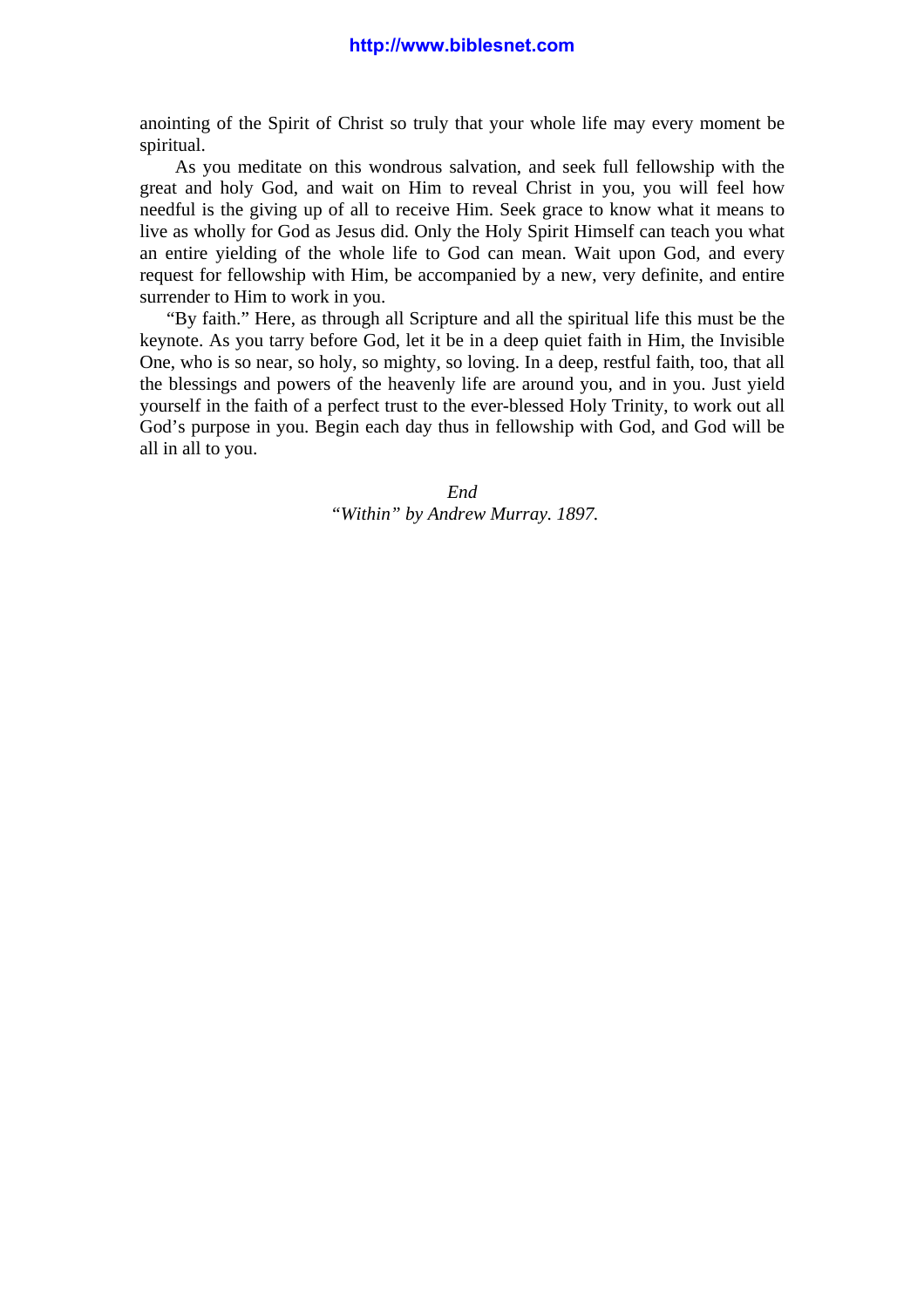anointing of the Spirit of Christ so truly that your whole life may every moment be spiritual.

As you meditate on this wondrous salvation, and seek full fellowship with the great and holy God, and wait on Him to reveal Christ in you, you will feel how needful is the giving up of all to receive Him. Seek grace to know what it means to live as wholly for God as Jesus did. Only the Holy Spirit Himself can teach you what an entire yielding of the whole life to God can mean. Wait upon God, and every request for fellowship with Him, be accompanied by a new, very definite, and entire surrender to Him to work in you.

"By faith." Here, as through all Scripture and all the spiritual life this must be the keynote. As you tarry before God, let it be in a deep quiet faith in Him, the Invisible One, who is so near, so holy, so mighty, so loving. In a deep, restful faith, too, that all the blessings and powers of the heavenly life are around you, and in you. Just yield yourself in the faith of a perfect trust to the ever-blessed Holy Trinity, to work out all God's purpose in you. Begin each day thus in fellowship with God, and God will be all in all to you.

*End*

*"Within" by Andrew Murray. 1897.*